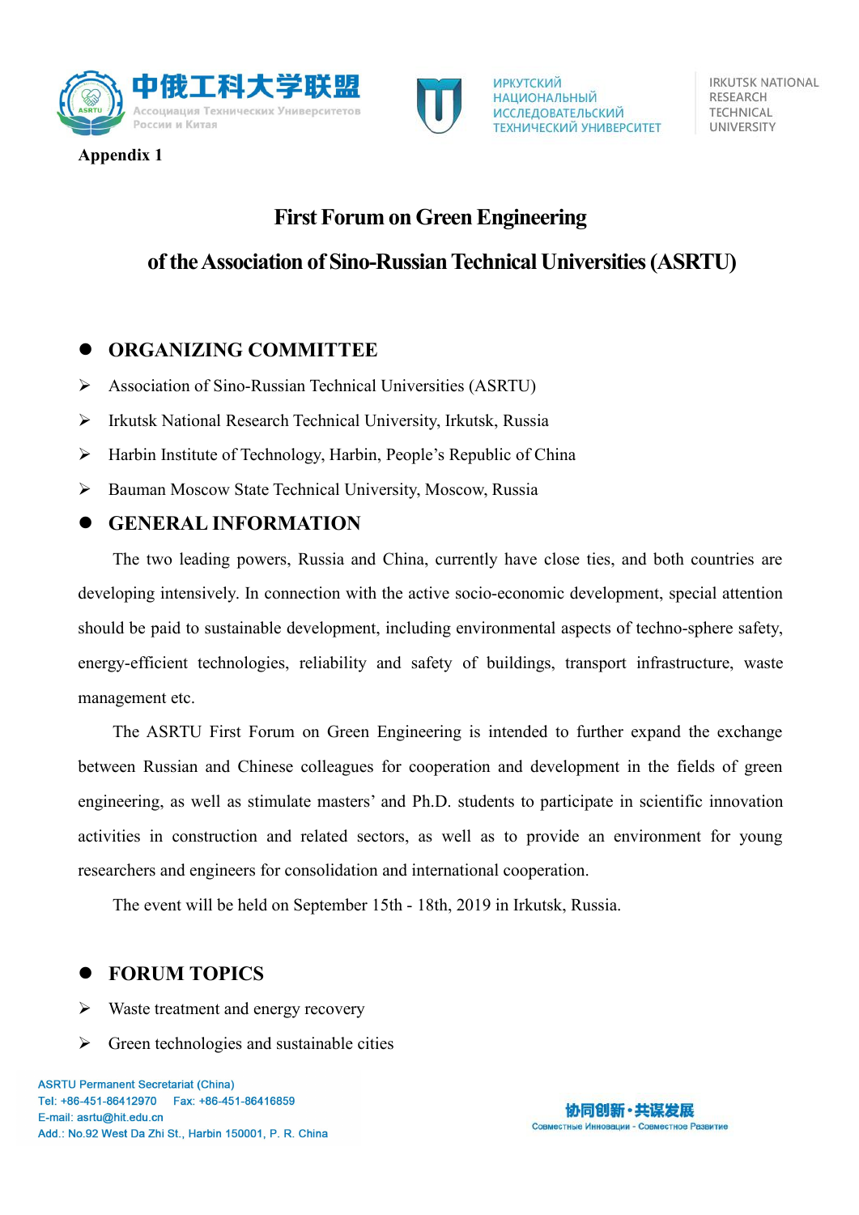Appendix 1

# First Forum on Green Engineering

# of the Association of Sino-Russian Technical Universities (ASRTU)

## ORGANIZING COMMITTEE

- Association of Sino-Russian Technical Universities (ASRTU)
- Irkutsk National Research Technical University, Irkutsk, Russia
- Harbin Institute of Technology, Harbin, People's Republic of China
- Bauman Moscow State Technical University, Moscow, Russia

## GENERAL INFORMATION

The two leading powers, Russia and China, currently have close ties, and both countries are developing intensively. In connection with the active socio-economic development, special attention should be paid to sustainable development, including environmental aspects of techno-sphere safety, energy-efficient technologies, reliability and safety of buildings, transport infrastructure, waste management etc.

The ASRTU First Forum on Green Engineering is intended to further expand the exchange between Russian and Chinese colleagues for cooperation and development in the fields of green engineering, as well as stimulate masters' and Ph.D. students to participate in scientific innovation activities in construction and related sectors, as well as to provide an environment for young researchers and engineers for consolidation and international cooperation.

The event will be held on September 15th - 18th, 2019 in Irkutsk, Russia.

## FORUM TOPICS

- Waste treatment and energy recovery
- Green technologies and sustainable cities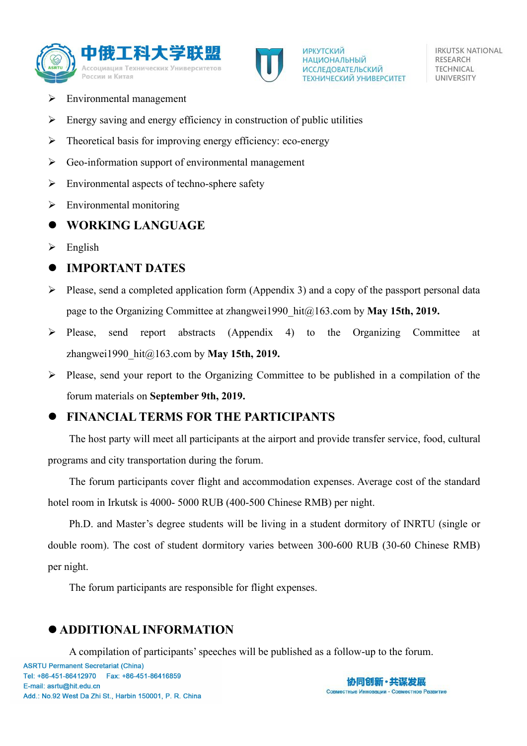- Environmental management
- Energy saving and energy efficiency in construction of public utilities
- Theoretical basis for improving energy efficiency: eco-energy
- Geo-information support of environmental management
- Environmental aspects of techno-sphere safety
- Environmental monitoring

## WORKING LANGUAGE

- English

## IMPORTANT DATES

- Please, send a completed application form (Appendix 3) and a copy of the passport personal data page to the Organizing Committee at zhangwei1990_hit@163.com by **May 15th, 2019.**
- Please, send report abstracts (Appendix 4) to the Organizing Committee at zhangwei1990_hit@163.com by **May 15th, 2019.**
- Please, send your report to the Organizing Committee to be published in a compilation of the forum materials on **September 9th, 2019.**

## FINANCIAL TERMS FOR THE PARTICIPANTS

The host party will meet all participants at the airport and provide transfer service, food, cultural programs and city transportation during the forum.

The forum participants cover flight and accommodation expenses. Average cost of the standard hotel room in Irkutsk is 4000- 5000 RUB (400-500 Chinese RMB) per night.

Ph.D. and Master's degree students will be living in a student dormitory of INRTU (single or double room). The cost of student dormitory varies between 300-600 RUB (30-60 Chinese RMB) per night.

The forum participants are responsible for flight expenses.

## ADDITIONAL INFORMATION

A compilation of participants' speeches will be published as a follow-up to the forum.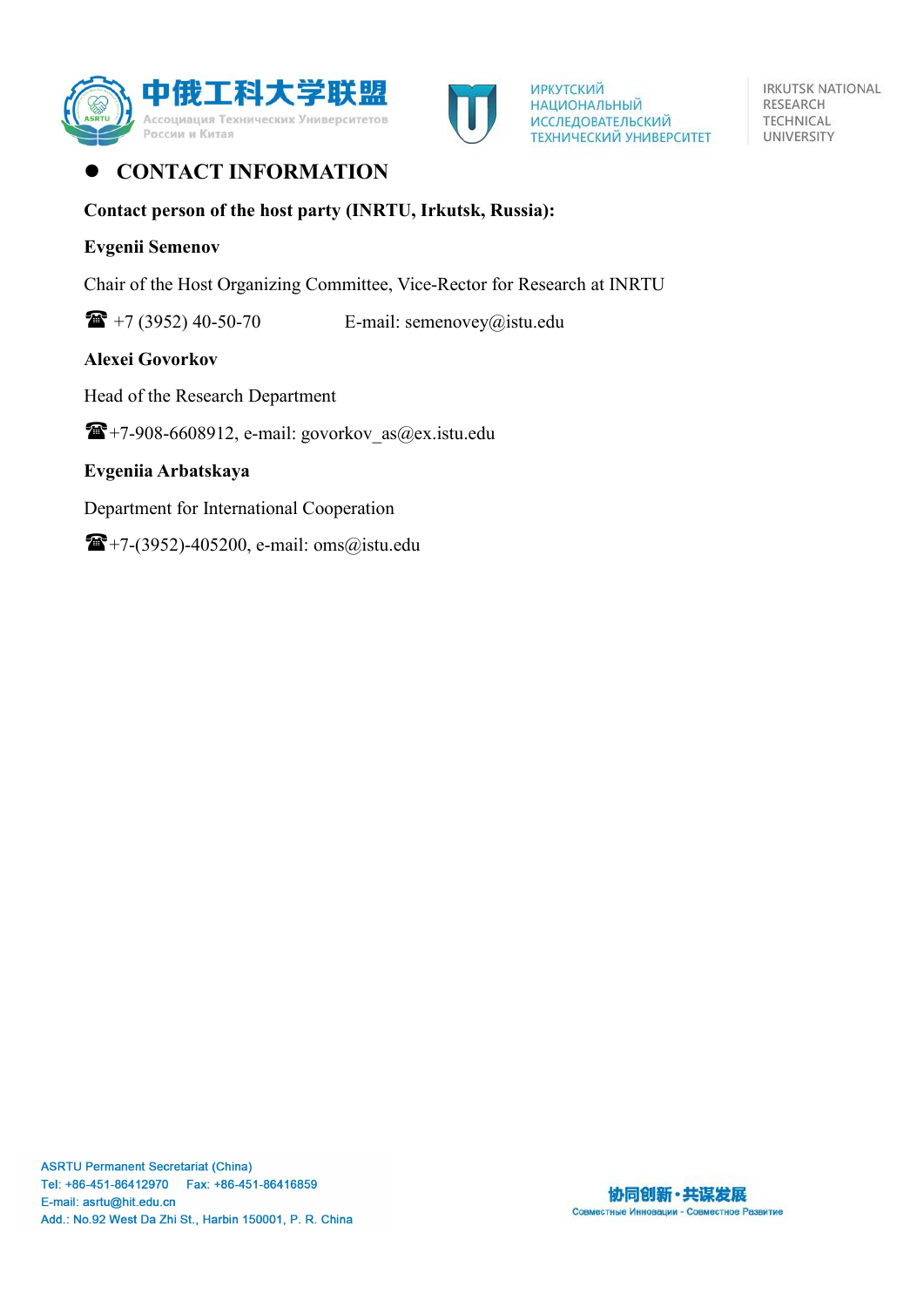## CONTACT INFORMATION

**Contact person of the host party (INRTU, Irkutsk, Russia):**

**Evgenii Semenov**

Chair of the Host Organizing Committee, Vice-Rector for Research at INRTU

☎ +7 (3952) 40-50-70 E-mail: semenovey@istu.edu

**Alexei Govorkov**

Head of the Research Department

☎+7-908-6608912, e-mail: govorkov_as@ex.istu.edu

**Evgeniia Arbatskaya**

Department for International Cooperation

☎+7-(3952)-405200, e-mail: oms@istu.edu